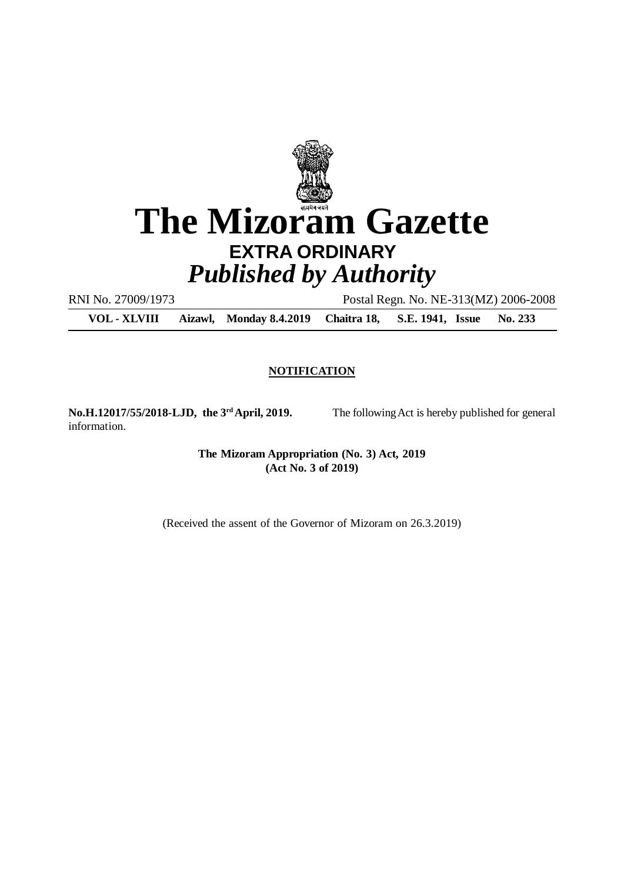# The Mizoram Gazette

**EXTRA ORDINARY**

*Published by Authority*

RNI No. 27009/1973 Postal Regn. No. NE-313(MZ) 2006-2008

**VOL - XLVIII Aizawl, Monday 8.4.2019 Chaitra 18, S.E. 1941, Issue No. 233**

**NOTIFICATION**

**No.H.12017/55/2018-LJD, the 3rd April, 2019.** The following Act is hereby published for general information.

**The Mizoram Appropriation (No. 3) Act, 2019**
**(Act No. 3 of 2019)**

(Received the assent of the Governor of Mizoram on 26.3.2019)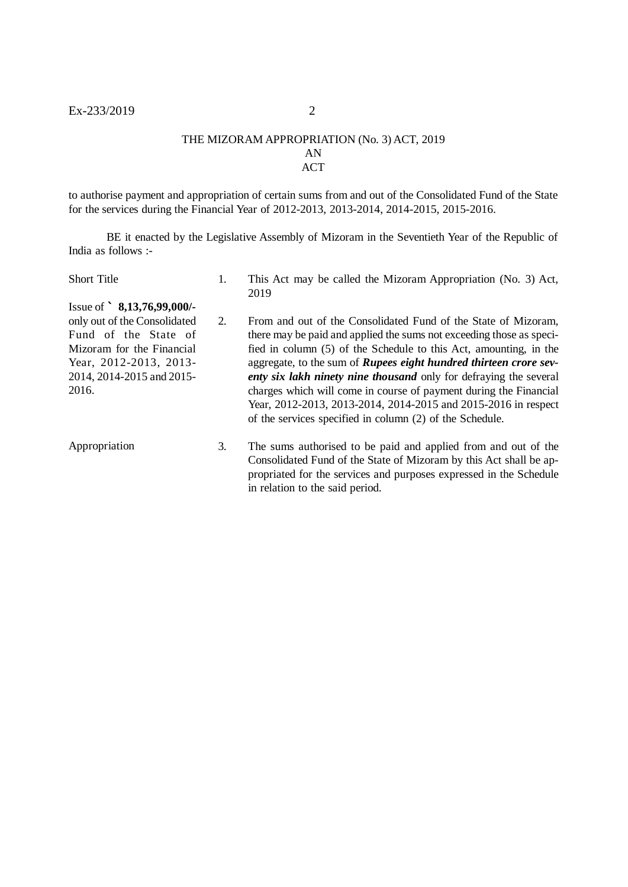# THE MIZORAM APPROPRIATION (No. 3) ACT, 2019

## AN
## ACT

to authorise payment and appropriation of certain sums from and out of the Consolidated Fund of the State for the services during the Financial Year of 2012-2013, 2013-2014, 2014-2015, 2015-2016.

BE it enacted by the Legislative Assembly of Mizoram in the Seventieth Year of the Republic of India as follows :-

Short Title

1. This Act may be called the Mizoram Appropriation (No. 3) Act, 2019

Issue of ` **8,13,76,99,000/-** only out of the Consolidated Fund of the State of Mizoram for the Financial Year, 2012-2013, 2013-2014, 2014-2015 and 2015-2016.

2. From and out of the Consolidated Fund of the State of Mizoram, there may be paid and applied the sums not exceeding those as specified in column (5) of the Schedule to this Act, amounting, in the aggregate, to the sum of ***Rupees eight hundred thirteen crore seventy six lakh ninety nine thousand*** only for defraying the several charges which will come in course of payment during the Financial Year, 2012-2013, 2013-2014, 2014-2015 and 2015-2016 in respect of the services specified in column (2) of the Schedule.

Appropriation

3. The sums authorised to be paid and applied from and out of the Consolidated Fund of the State of Mizoram by this Act shall be appropriated for the services and purposes expressed in the Schedule in relation to the said period.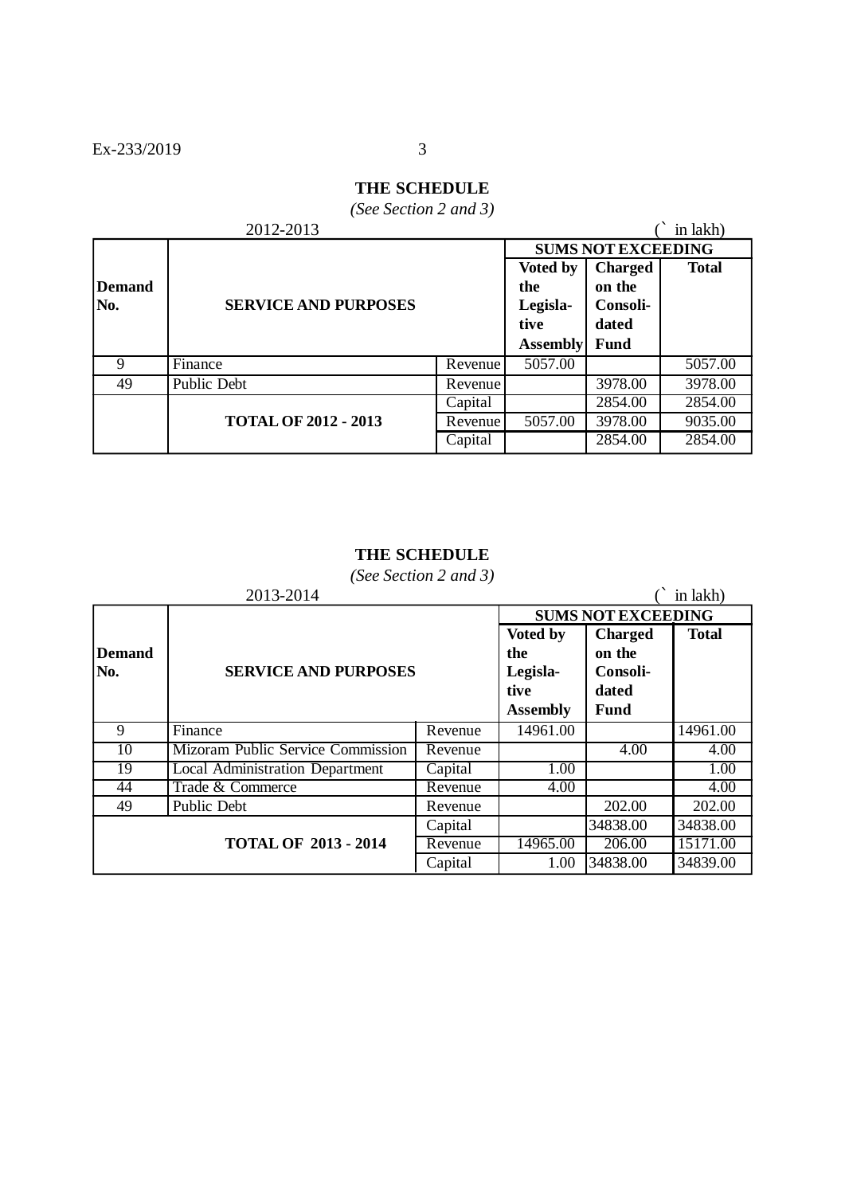## THE SCHEDULE

*(See Section 2 and 3)*

2012-2013 (` in lakh)

| Demand No. | SERVICE AND PURPOSES | | SUMS NOT EXCEEDING | | |
|---|---|---|---|---|---|
| | | | Voted by the Legisla-tive Assembly | Charged on the Consoli-dated Fund | Total |
| 9 | Finance | Revenue | 5057.00 | | 5057.00 |
| 49 | Public Debt | Revenue | | 3978.00 | 3978.00 |
| | | Capital | | 2854.00 | 2854.00 |
| | **TOTAL OF 2012 - 2013** | Revenue | 5057.00 | 3978.00 | 9035.00 |
| | | Capital | | 2854.00 | 2854.00 |

## THE SCHEDULE

*(See Section 2 and 3)*

2013-2014 (` in lakh)

| Demand No. | SERVICE AND PURPOSES | | SUMS NOT EXCEEDING | | |
|---|---|---|---|---|---|
| | | | Voted by the Legisla-tive Assembly | Charged on the Consoli-dated Fund | Total |
| 9 | Finance | Revenue | 14961.00 | | 14961.00 |
| 10 | Mizoram Public Service Commission | Revenue | | 4.00 | 4.00 |
| 19 | Local Administration Department | Capital | 1.00 | | 1.00 |
| 44 | Trade & Commerce | Revenue | 4.00 | | 4.00 |
| 49 | Public Debt | Revenue | | 202.00 | 202.00 |
| | | Capital | | 34838.00 | 34838.00 |
| | **TOTAL OF 2013 - 2014** | Revenue | 14965.00 | 206.00 | 15171.00 |
| | | Capital | 1.00 | 34838.00 | 34839.00 |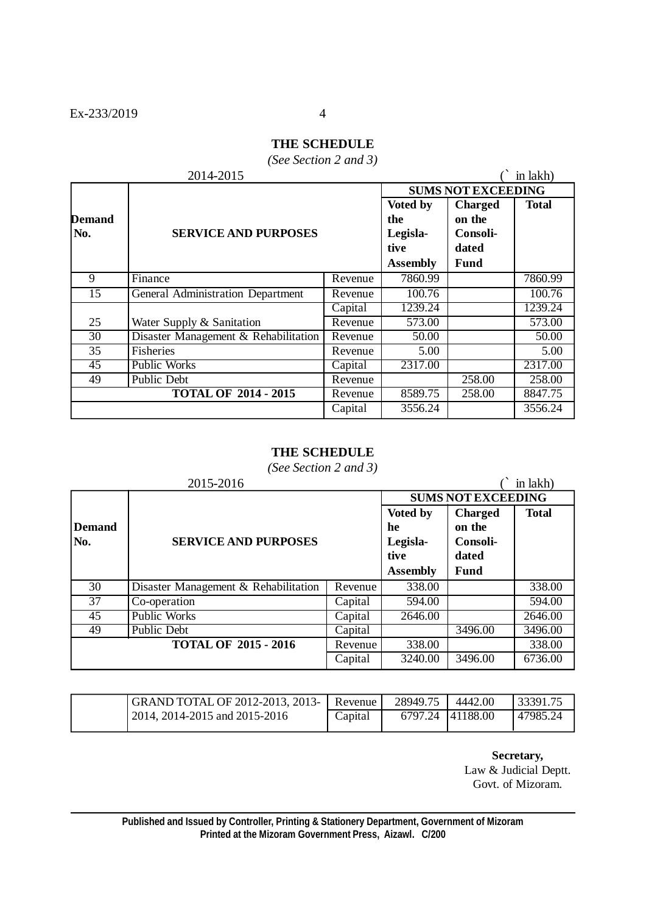## THE SCHEDULE

*(See Section 2 and 3)*

2014-2015 (` in lakh)

| Demand No. | SERVICE AND PURPOSES | | SUMS NOT EXCEEDING | | |
|---|---|---|---|---|---|
| | | | Voted by the Legislative Assembly | Charged on the Consolidated Fund | Total |
| 9 | Finance | Revenue | 7860.99 | | 7860.99 |
| 15 | General Administration Department | Revenue | 100.76 | | 100.76 |
| | | Capital | 1239.24 | | 1239.24 |
| 25 | Water Supply & Sanitation | Revenue | 573.00 | | 573.00 |
| 30 | Disaster Management & Rehabilitation | Revenue | 50.00 | | 50.00 |
| 35 | Fisheries | Revenue | 5.00 | | 5.00 |
| 45 | Public Works | Capital | 2317.00 | | 2317.00 |
| 49 | Public Debt | Revenue | | 258.00 | 258.00 |
| | **TOTAL OF 2014 - 2015** | Revenue | 8589.75 | 258.00 | 8847.75 |
| | | Capital | 3556.24 | | 3556.24 |

## THE SCHEDULE

*(See Section 2 and 3)*

2015-2016 (` in lakh)

| Demand No. | SERVICE AND PURPOSES | | SUMS NOT EXCEEDING | | |
|---|---|---|---|---|---|
| | | | Voted by he Legislative Assembly | Charged on the Consolidated Fund | Total |
| 30 | Disaster Management & Rehabilitation | Revenue | 338.00 | | 338.00 |
| 37 | Co-operation | Capital | 594.00 | | 594.00 |
| 45 | Public Works | Capital | 2646.00 | | 2646.00 |
| 49 | Public Debt | Capital | | 3496.00 | 3496.00 |
| | **TOTAL OF 2015 - 2016** | Revenue | 338.00 | | 338.00 |
| | | Capital | 3240.00 | 3496.00 | 6736.00 |

| | | | | | |
|---|---|---|---|---|---|
| | GRAND TOTAL OF 2012-2013, 2013-2014, 2014-2015 and 2015-2016 | Revenue | 28949.75 | 4442.00 | 33391.75 |
| | | Capital | 6797.24 | 41188.00 | 47985.24 |

**Secretary,**
Law & Judicial Deptt.
Govt. of Mizoram.

**Published and Issued by Controller, Printing & Stationery Department, Government of Mizoram**
**Printed at the Mizoram Government Press, Aizawl. C/200**